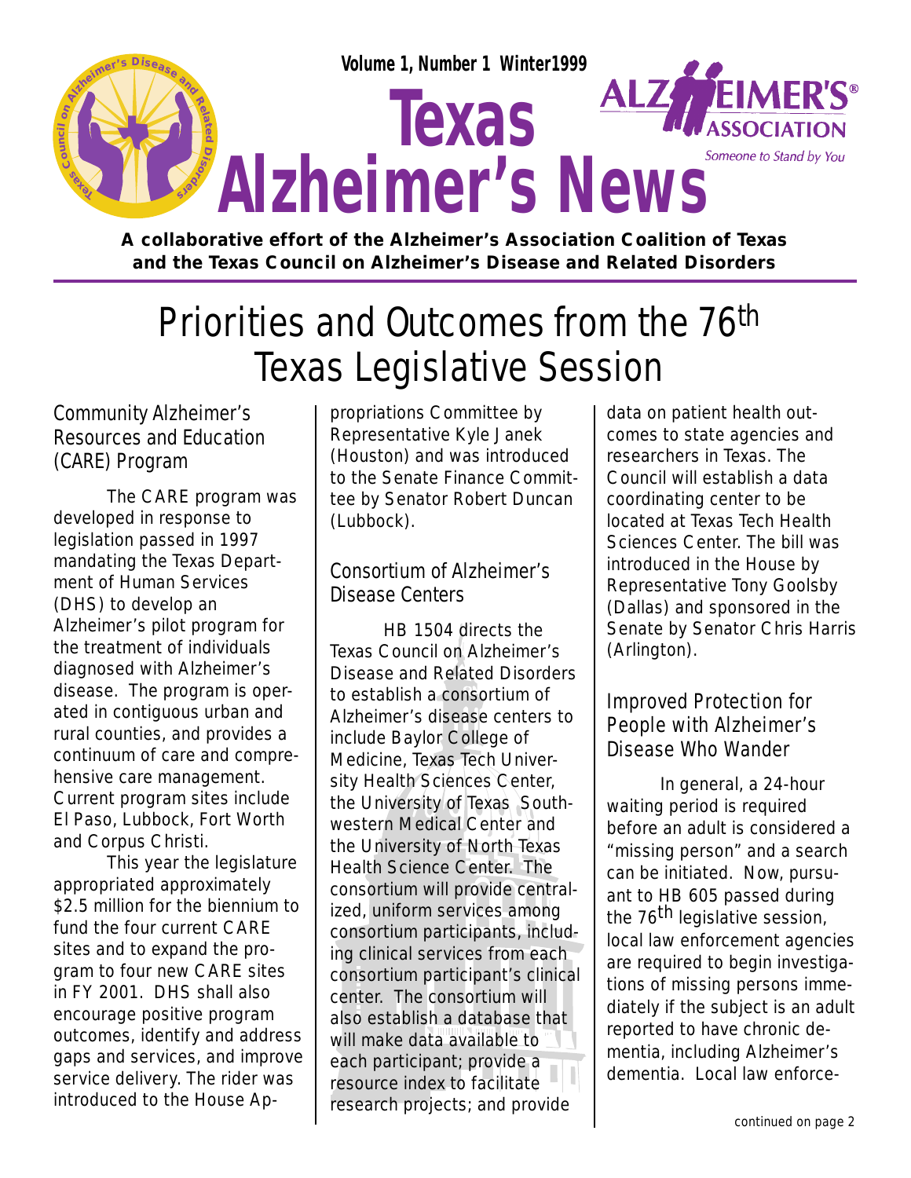Volume 1, Number 1 Winter1999

# Texas Alzheimer's News

ALZHEIMER'S ASSOCIATION
Someone to Stand by You

**A collaborative effort of the Alzheimer's Association Coalition of Texas and the Texas Council on Alzheimer's Disease and Related Disorders**

# Priorities and Outcomes from the 76th Texas Legislative Session

## Community Alzheimer's Resources and Education (CARE) Program

The CARE program was developed in response to legislation passed in 1997 mandating the Texas Department of Human Services (DHS) to develop an Alzheimer's pilot program for the treatment of individuals diagnosed with Alzheimer's disease. The program is operated in contiguous urban and rural counties, and provides a continuum of care and comprehensive care management. Current program sites include El Paso, Lubbock, Fort Worth and Corpus Christi.

This year the legislature appropriated approximately $2.5 million for the biennium to fund the four current CARE sites and to expand the program to four new CARE sites in FY 2001. DHS shall also encourage positive program outcomes, identify and address gaps and services, and improve service delivery. The rider was introduced to the House Appropriations Committee by Representative Kyle Janek (Houston) and was introduced to the Senate Finance Committee by Senator Robert Duncan (Lubbock).

## Consortium of Alzheimer's Disease Centers

HB 1504 directs the Texas Council on Alzheimer's Disease and Related Disorders to establish a consortium of Alzheimer's disease centers to include Baylor College of Medicine, Texas Tech University Health Sciences Center, the University of Texas Southwestern Medical Center and the University of North Texas Health Science Center. The consortium will provide centralized, uniform services among consortium participants, including clinical services from each consortium participant's clinical center. The consortium will also establish a database that will make data available to each participant; provide a resource index to facilitate research projects; and provide data on patient health outcomes to state agencies and researchers in Texas. The Council will establish a data coordinating center to be located at Texas Tech Health Sciences Center. The bill was introduced in the House by Representative Tony Goolsby (Dallas) and sponsored in the Senate by Senator Chris Harris (Arlington).

## Improved Protection for People with Alzheimer's Disease Who Wander

In general, a 24-hour waiting period is required before an adult is considered a "missing person" and a search can be initiated. Now, pursuant to HB 605 passed during the 76th legislative session, local law enforcement agencies are required to begin investigations of missing persons immediately if the subject is an adult reported to have chronic dementia, including Alzheimer's dementia. Local law enforce-

continued on page 2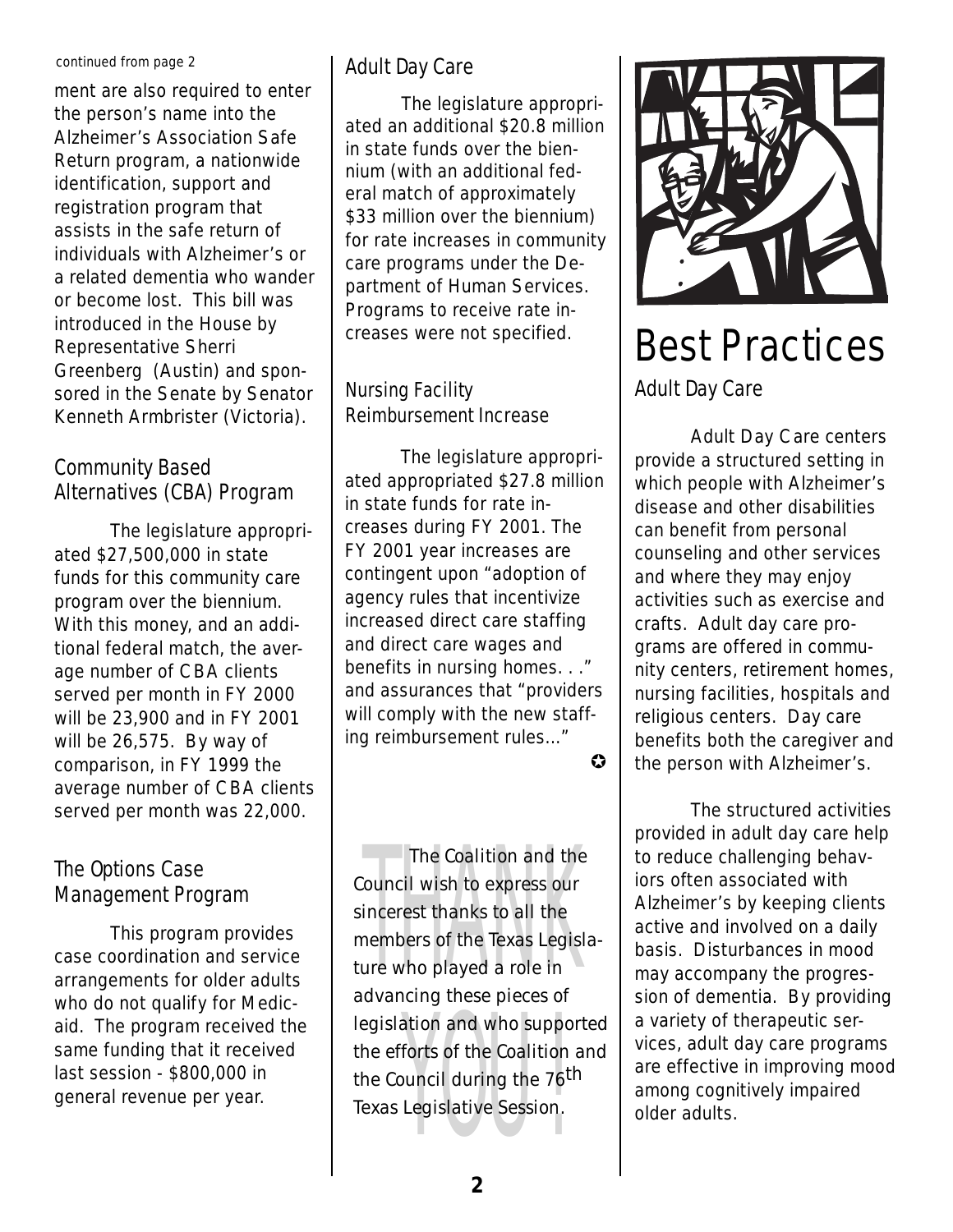continued from page 2

ment are also required to enter the person's name into the Alzheimer's Association Safe Return program, a nationwide identification, support and registration program that assists in the safe return of individuals with Alzheimer's or a related dementia who wander or become lost. This bill was introduced in the House by Representative Sherri Greenberg (Austin) and sponsored in the Senate by Senator Kenneth Armbrister (Victoria).

### Community Based Alternatives (CBA) Program

The legislature appropriated $27,500,000 in state funds for this community care program over the biennium. With this money, and an additional federal match, the average number of CBA clients served per month in FY 2000 will be 23,900 and in FY 2001 will be 26,575. By way of comparison, in FY 1999 the average number of CBA clients served per month was 22,000.

### The Options Case Management Program

This program provides case coordination and service arrangements for older adults who do not qualify for Medicaid. The program received the same funding that it received last session - $800,000 in general revenue per year.

### Adult Day Care

The legislature appropriated an additional $20.8 million in state funds over the biennium (with an additional federal match of approximately $33 million over the biennium) for rate increases in community care programs under the Department of Human Services. Programs to receive rate increases were not specified.

### Nursing Facility Reimbursement Increase

The legislature appropriated appropriated $27.8 million in state funds for rate increases during FY 2001. The FY 2001 year increases are contingent upon "adoption of agency rules that incentivize increased direct care staffing and direct care wages and benefits in nursing homes. . ." and assurances that "providers will comply with the new staffing reimbursement rules..."

**THANK YOU!**

The Coalition and the Council wish to express our sincerest thanks to all the members of the Texas Legislature who played a role in advancing these pieces of legislation and who supported the efforts of the Coalition and the Council during the 76th Texas Legislative Session.

# Best Practices

## Adult Day Care

Adult Day Care centers provide a structured setting in which people with Alzheimer's disease and other disabilities can benefit from personal counseling and other services and where they may enjoy activities such as exercise and crafts. Adult day care programs are offered in community centers, retirement homes, nursing facilities, hospitals and religious centers. Day care benefits both the caregiver and the person with Alzheimer's.

The structured activities provided in adult day care help to reduce challenging behaviors often associated with Alzheimer's by keeping clients active and involved on a daily basis. Disturbances in mood may accompany the progression of dementia. By providing a variety of therapeutic services, adult day care programs are effective in improving mood among cognitively impaired older adults.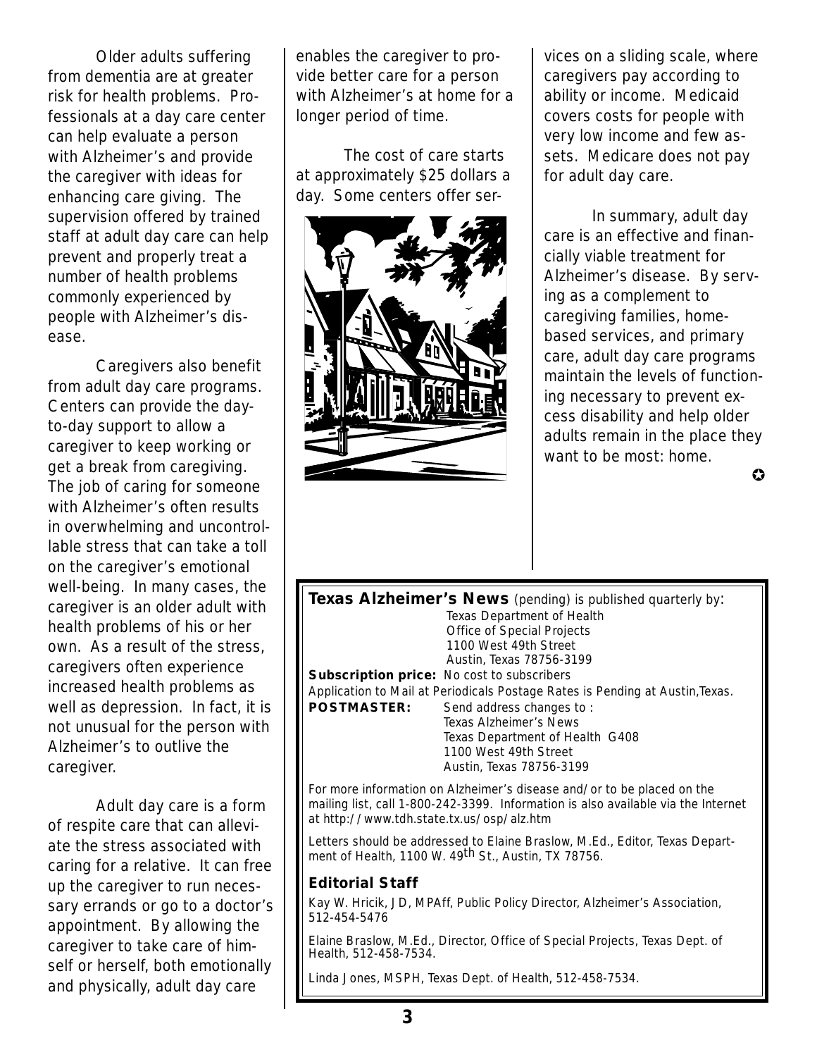Older adults suffering from dementia are at greater risk for health problems. Professionals at a day care center can help evaluate a person with Alzheimer's and provide the caregiver with ideas for enhancing care giving. The supervision offered by trained staff at adult day care can help prevent and properly treat a number of health problems commonly experienced by people with Alzheimer's disease.

Caregivers also benefit from adult day care programs. Centers can provide the day-to-day support to allow a caregiver to keep working or get a break from caregiving. The job of caring for someone with Alzheimer's often results in overwhelming and uncontrollable stress that can take a toll on the caregiver's emotional well-being. In many cases, the caregiver is an older adult with health problems of his or her own. As a result of the stress, caregivers often experience increased health problems as well as depression. In fact, it is not unusual for the person with Alzheimer's to outlive the caregiver.

Adult day care is a form of respite care that can alleviate the stress associated with caring for a relative. It can free up the caregiver to run necessary errands or go to a doctor's appointment. By allowing the caregiver to take care of himself or herself, both emotionally and physically, adult day care enables the caregiver to provide better care for a person with Alzheimer's at home for a longer period of time.

The cost of care starts at approximately $25 dollars a day. Some centers offer services on a sliding scale, where caregivers pay according to ability or income. Medicaid covers costs for people with very low income and few assets. Medicare does not pay for adult day care.

In summary, adult day care is an effective and financially viable treatment for Alzheimer's disease. By serving as a complement to caregiving families, home-based services, and primary care, adult day care programs maintain the levels of functioning necessary to prevent excess disability and help older adults remain in the place they want to be most: home.

✪

---

**Texas Alzheimer's News** (pending) is published quarterly by:
Texas Department of Health
Office of Special Projects
1100 West 49th Street
Austin, Texas 78756-3199

**Subscription price:** No cost to subscribers

Application to Mail at Periodicals Postage Rates is Pending at Austin,Texas.

**POSTMASTER:** Send address changes to :
Texas Alzheimer's News
Texas Department of Health G408
1100 West 49th Street
Austin, Texas 78756-3199

For more information on Alzheimer's disease and/or to be placed on the mailing list, call 1-800-242-3399. Information is also available via the Internet at http://www.tdh.state.tx.us/osp/alz.htm

Letters should be addressed to Elaine Braslow, M.Ed., Editor, Texas Department of Health, 1100 W. 49th St., Austin, TX 78756.

**Editorial Staff**

Kay W. Hricik, JD, MPAff, Public Policy Director, Alzheimer's Association, 512-454-5476

Elaine Braslow, M.Ed., Director, Office of Special Projects, Texas Dept. of Health, 512-458-7534.

Linda Jones, MSPH, Texas Dept. of Health, 512-458-7534.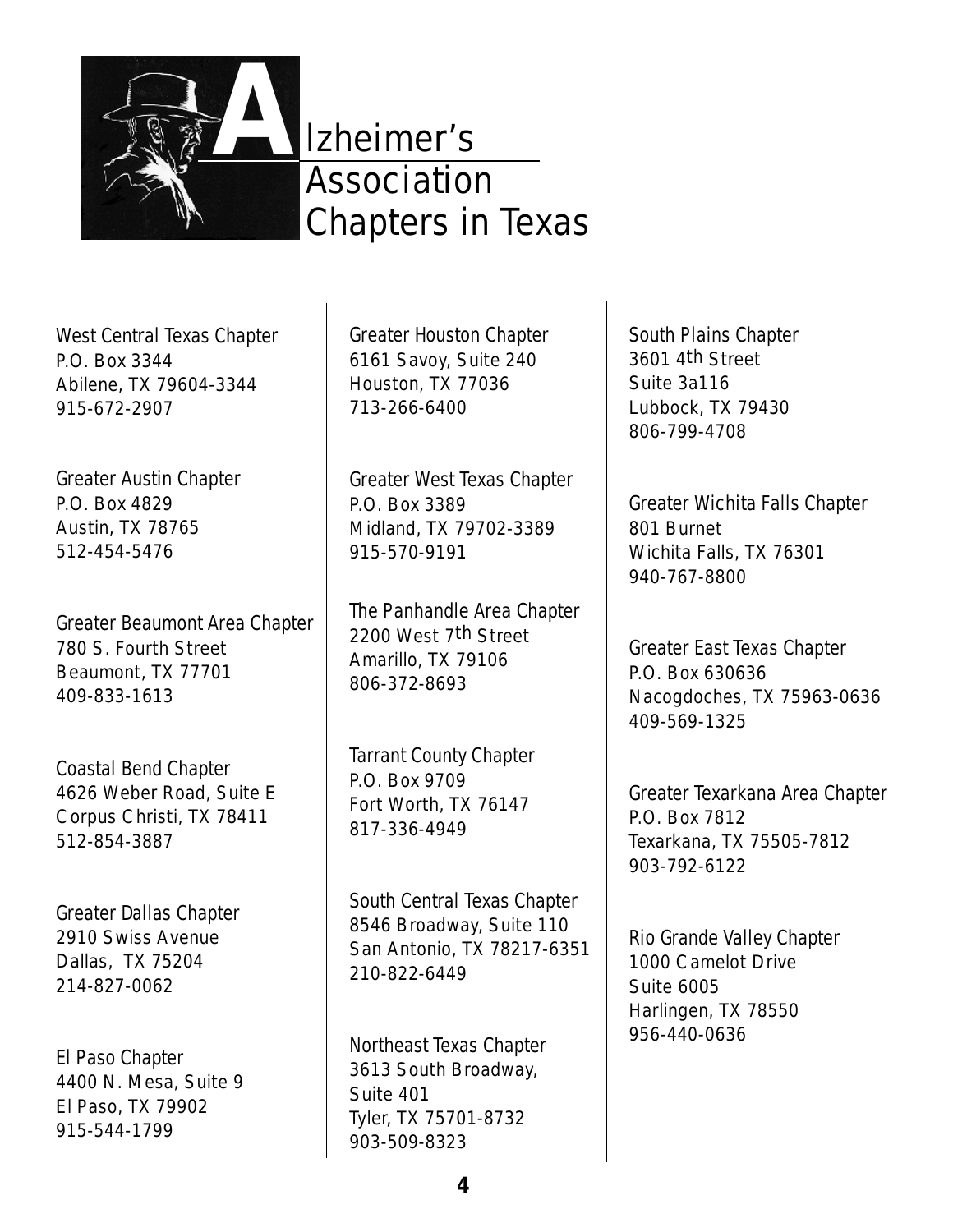# Alzheimer's Association Chapters in Texas

West Central Texas Chapter
P.O. Box 3344
Abilene, TX 79604-3344
915-672-2907

Greater Austin Chapter
P.O. Box 4829
Austin, TX 78765
512-454-5476

Greater Beaumont Area Chapter
780 S. Fourth Street
Beaumont, TX 77701
409-833-1613

Coastal Bend Chapter
4626 Weber Road, Suite E
Corpus Christi, TX 78411
512-854-3887

Greater Dallas Chapter
2910 Swiss Avenue
Dallas, TX 75204
214-827-0062

El Paso Chapter
4400 N. Mesa, Suite 9
El Paso, TX 79902
915-544-1799

Greater Houston Chapter
6161 Savoy, Suite 240
Houston, TX 77036
713-266-6400

Greater West Texas Chapter
P.O. Box 3389
Midland, TX 79702-3389
915-570-9191

The Panhandle Area Chapter
2200 West 7th Street
Amarillo, TX 79106
806-372-8693

Tarrant County Chapter
P.O. Box 9709
Fort Worth, TX 76147
817-336-4949

South Central Texas Chapter
8546 Broadway, Suite 110
San Antonio, TX 78217-6351
210-822-6449

Northeast Texas Chapter
3613 South Broadway,
Suite 401
Tyler, TX 75701-8732
903-509-8323

South Plains Chapter
3601 4th Street
Suite 3a116
Lubbock, TX 79430
806-799-4708

Greater Wichita Falls Chapter
801 Burnet
Wichita Falls, TX 76301
940-767-8800

Greater East Texas Chapter
P.O. Box 630636
Nacogdoches, TX 75963-0636
409-569-1325

Greater Texarkana Area Chapter
P.O. Box 7812
Texarkana, TX 75505-7812
903-792-6122

Rio Grande Valley Chapter
1000 Camelot Drive
Suite 6005
Harlingen, TX 78550
956-440-0636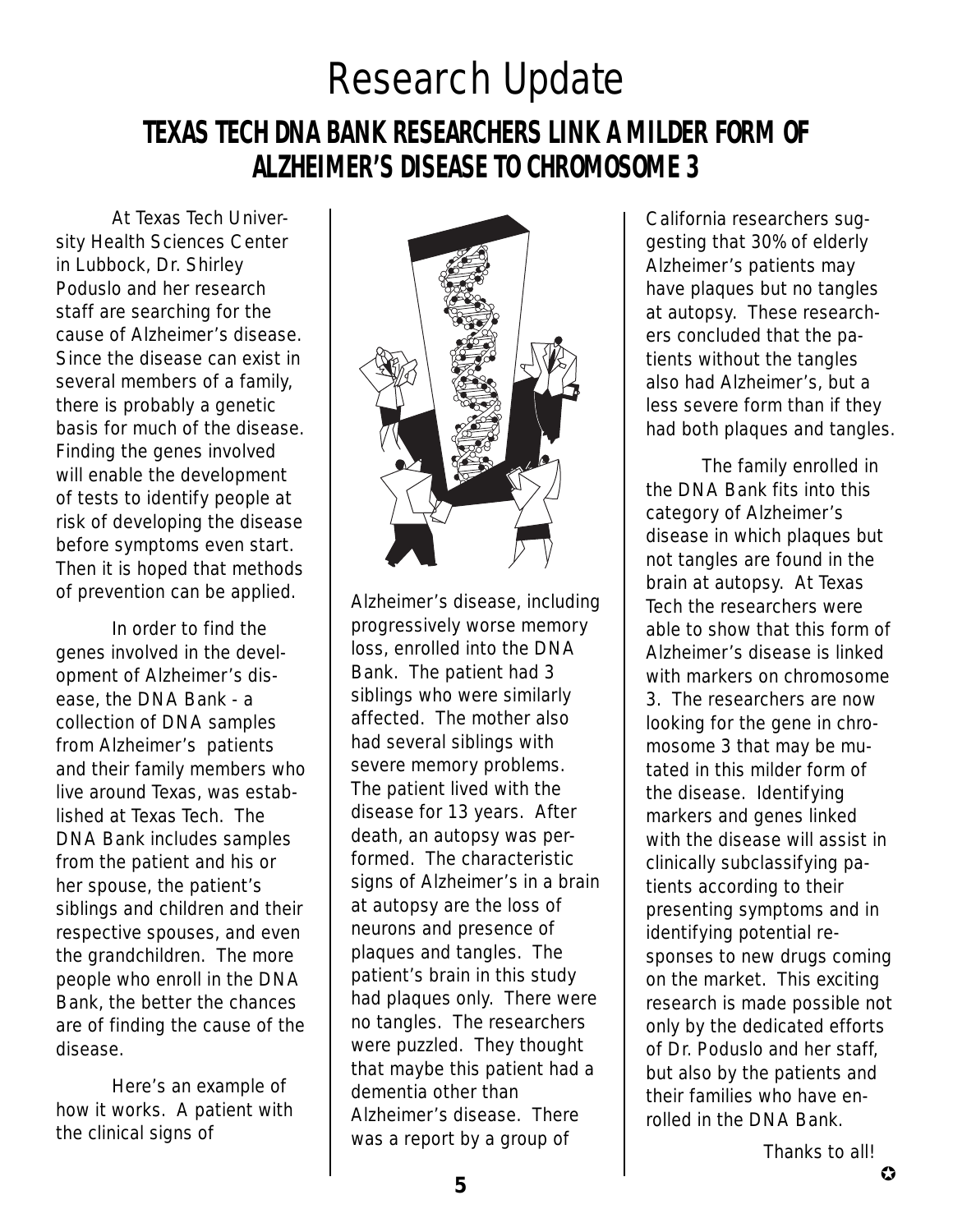# Research Update

## TEXAS TECH DNA BANK RESEARCHERS LINK A MILDER FORM OF ALZHEIMER'S DISEASE TO CHROMOSOME 3

At Texas Tech University Health Sciences Center in Lubbock, Dr. Shirley Poduslo and her research staff are searching for the cause of Alzheimer's disease. Since the disease can exist in several members of a family, there is probably a genetic basis for much of the disease. Finding the genes involved will enable the development of tests to identify people at risk of developing the disease before symptoms even start. Then it is hoped that methods of prevention can be applied.

In order to find the genes involved in the development of Alzheimer's disease, the DNA Bank - a collection of DNA samples from Alzheimer's patients and their family members who live around Texas, was established at Texas Tech. The DNA Bank includes samples from the patient and his or her spouse, the patient's siblings and children and their respective spouses, and even the grandchildren. The more people who enroll in the DNA Bank, the better the chances are of finding the cause of the disease.

Here's an example of how it works. A patient with the clinical signs of Alzheimer's disease, including progressively worse memory loss, enrolled into the DNA Bank. The patient had 3 siblings who were similarly affected. The mother also had several siblings with severe memory problems. The patient lived with the disease for 13 years. After death, an autopsy was performed. The characteristic signs of Alzheimer's in a brain at autopsy are the loss of neurons and presence of plaques and tangles. The patient's brain in this study had plaques only. There were no tangles. The researchers were puzzled. They thought that maybe this patient had a dementia other than Alzheimer's disease. There was a report by a group of California researchers suggesting that 30% of elderly Alzheimer's patients may have plaques but no tangles at autopsy. These researchers concluded that the patients without the tangles also had Alzheimer's, but a less severe form than if they had both plaques and tangles.

The family enrolled in the DNA Bank fits into this category of Alzheimer's disease in which plaques but not tangles are found in the brain at autopsy. At Texas Tech the researchers were able to show that this form of Alzheimer's disease is linked with markers on chromosome 3. The researchers are now looking for the gene in chromosome 3 that may be mutated in this milder form of the disease. Identifying markers and genes linked with the disease will assist in clinically subclassifying patients according to their presenting symptoms and in identifying potential responses to new drugs coming on the market. This exciting research is made possible not only by the dedicated efforts of Dr. Poduslo and her staff, but also by the patients and their families who have enrolled in the DNA Bank.

Thanks to all!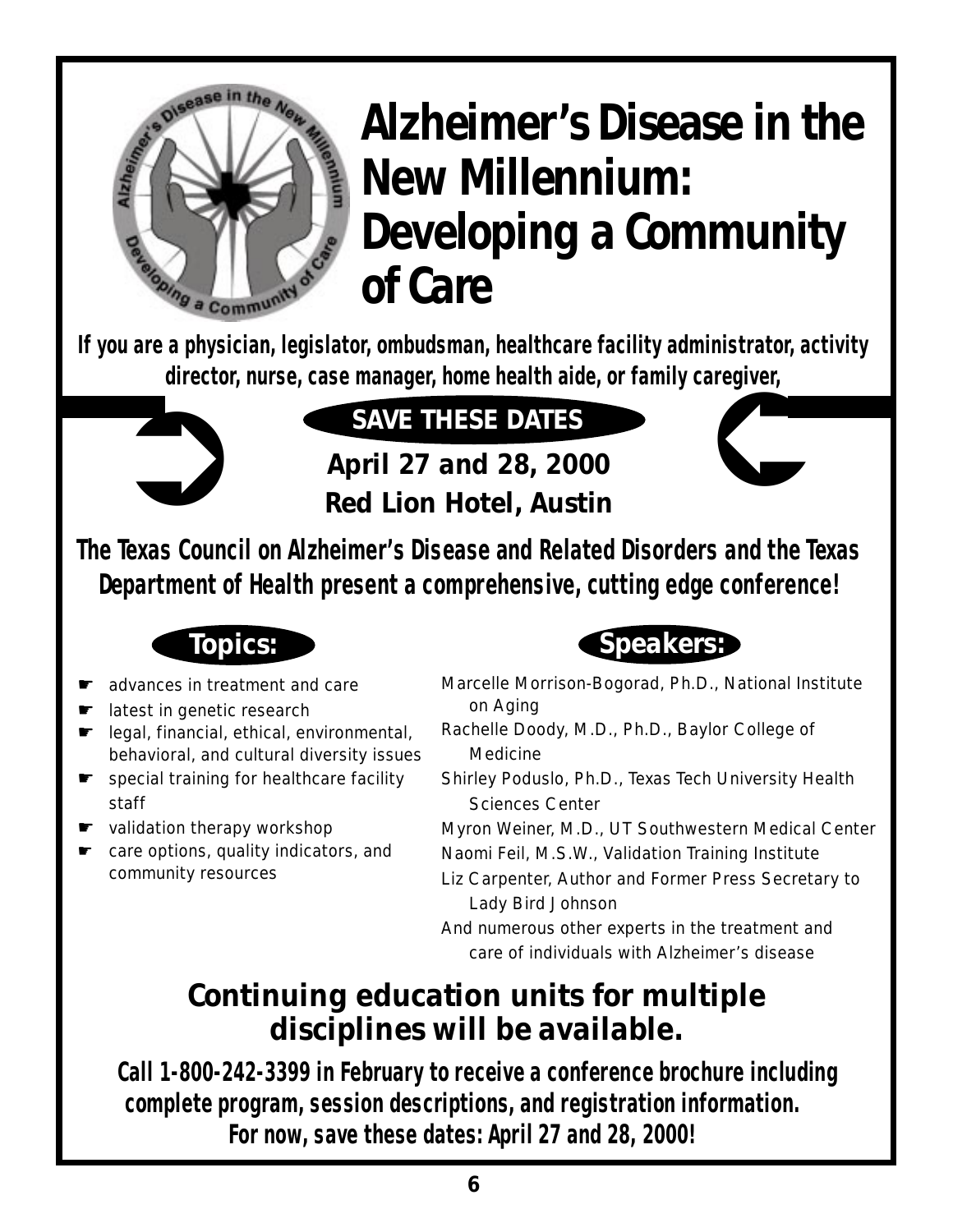# Alzheimer's Disease in the New Millennium: Developing a Community of Care

**If you are a physician, legislator, ombudsman, healthcare facility administrator, activity director, nurse, case manager, home health aide, or family caregiver,**

## SAVE THESE DATES

**April 27 and 28, 2000**
**Red Lion Hotel, Austin**

**The Texas Council on Alzheimer's Disease and Related Disorders and the Texas Department of Health present a comprehensive, cutting edge conference!**

### Topics:

- advances in treatment and care
- latest in genetic research
- legal, financial, ethical, environmental, behavioral, and cultural diversity issues
- special training for healthcare facility staff
- validation therapy workshop
- care options, quality indicators, and community resources

### Speakers:

Marcelle Morrison-Bogorad, Ph.D., National Institute on Aging
Rachelle Doody, M.D., Ph.D., Baylor College of Medicine
Shirley Poduslo, Ph.D., Texas Tech University Health Sciences Center
Myron Weiner, M.D., UT Southwestern Medical Center
Naomi Feil, M.S.W., Validation Training Institute
Liz Carpenter, Author and Former Press Secretary to Lady Bird Johnson
And numerous other experts in the treatment and care of individuals with Alzheimer's disease

## Continuing education units for multiple disciplines will be available.

**Call 1-800-242-3399 in February to receive a conference brochure including complete program, session descriptions, and registration information. For now, save these dates: April 27 and 28, 2000!**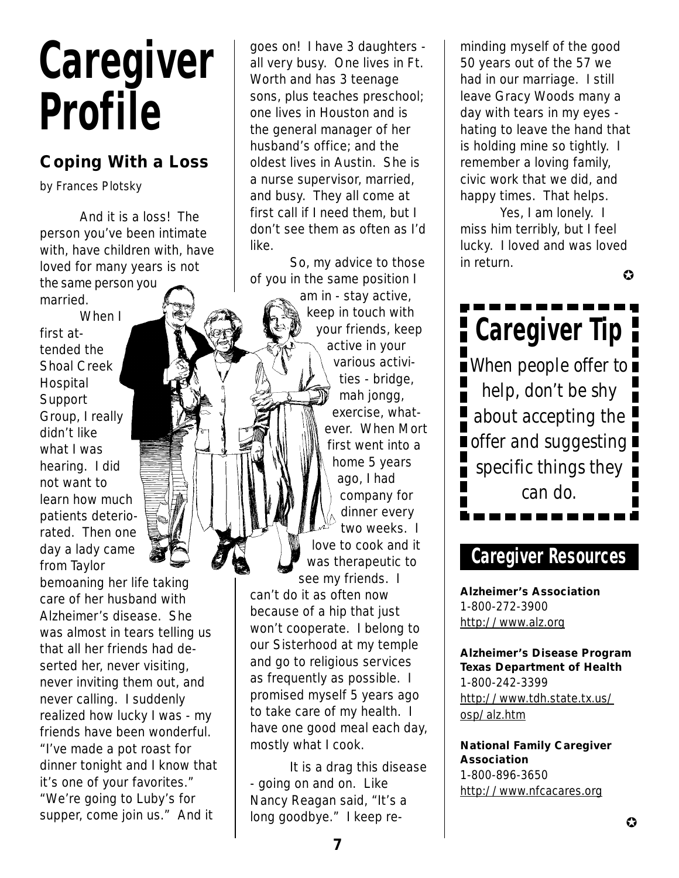// Caregiver Profile

## Coping With a Loss

*by Frances Plotsky*

And it is a loss! The person you've been intimate with, have children with, have loved for many years is not the same person you married.

When I first attended the Shoal Creek Hospital Support Group, I really didn't like what I was hearing. I did not want to learn how much patients deteriorated. Then one day a lady came from Taylor bemoaning her life taking care of her husband with Alzheimer's disease. She was almost in tears telling us that all her friends had deserted her, never visiting, never inviting them out, and never calling. I suddenly realized how lucky I was - my friends have been wonderful. "I've made a pot roast for dinner tonight and I know that it's one of your favorites." "We're going to Luby's for supper, come join us." And it goes on! I have 3 daughters - all very busy. One lives in Ft. Worth and has 3 teenage sons, plus teaches preschool; one lives in Houston and is the general manager of her husband's office; and the oldest lives in Austin. She is a nurse supervisor, married, and busy. They all come at first call if I need them, but I don't see them as often as I'd like.

So, my advice to those of you in the same position I am in - stay active, keep in touch with your friends, keep active in your various activities - bridge, mah jongg, exercise, whatever. When Mort first went into a home 5 years ago, I had company for dinner every two weeks. I love to cook and it was therapeutic to see my friends. I can't do it as often now because of a hip that just won't cooperate. I belong to our Sisterhood at my temple and go to religious services as frequently as possible. I promised myself 5 years ago to take care of my health. I have one good meal each day, mostly what I cook.

It is a drag this disease - going on and on. Like Nancy Reagan said, "It's a long goodbye." I keep reminding myself of the good 50 years out of the 57 we had in our marriage. I still leave Gracy Woods many a day with tears in my eyes - hating to leave the hand that is holding mine so tightly. I remember a loving family, civic work that we did, and happy times. That helps.

Yes, I am lonely. I miss him terribly, but I feel lucky. I loved and was loved in return.

## Caregiver Tip

When people offer to help, don't be shy about accepting the offer and suggesting specific things they can do.

## Caregiver Resources

**Alzheimer's Association**
1-800-272-3900
http://www.alz.org

**Alzheimer's Disease Program**
**Texas Department of Health**
1-800-242-3399
http://www.tdh.state.tx.us/osp/alz.htm

**National Family Caregiver Association**
1-800-896-3650
http://www.nfcacares.org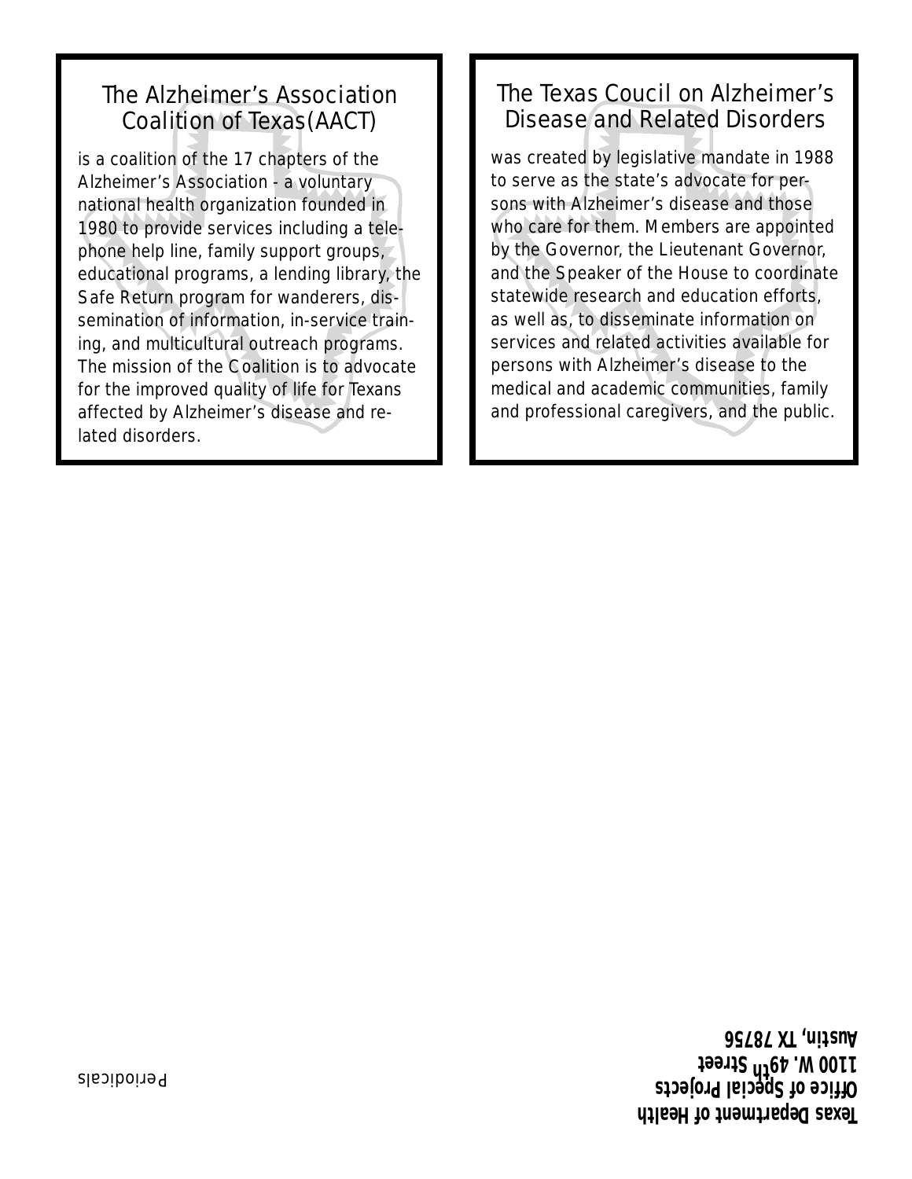## The Alzheimer's Association Coalition of Texas(AACT)

is a coalition of the 17 chapters of the Alzheimer's Association - a voluntary national health organization founded in 1980 to provide services including a telephone help line, family support groups, educational programs, a lending library, the Safe Return program for wanderers, dissemination of information, in-service training, and multicultural outreach programs. The mission of the Coalition is to advocate for the improved quality of life for Texans affected by Alzheimer's disease and related disorders.

## The Texas Coucil on Alzheimer's Disease and Related Disorders

was created by legislative mandate in 1988 to serve as the state's advocate for persons with Alzheimer's disease and those who care for them. Members are appointed by the Governor, the Lieutenant Governor, and the Speaker of the House to coordinate statewide research and education efforts, as well as, to disseminate information on services and related activities available for persons with Alzheimer's disease to the medical and academic communities, family and professional caregivers, and the public.

**Texas Department of Health**
**Office of Special Projects**
**1100 W. 49th Street**
**Austin, TX 78756**

Periodicals